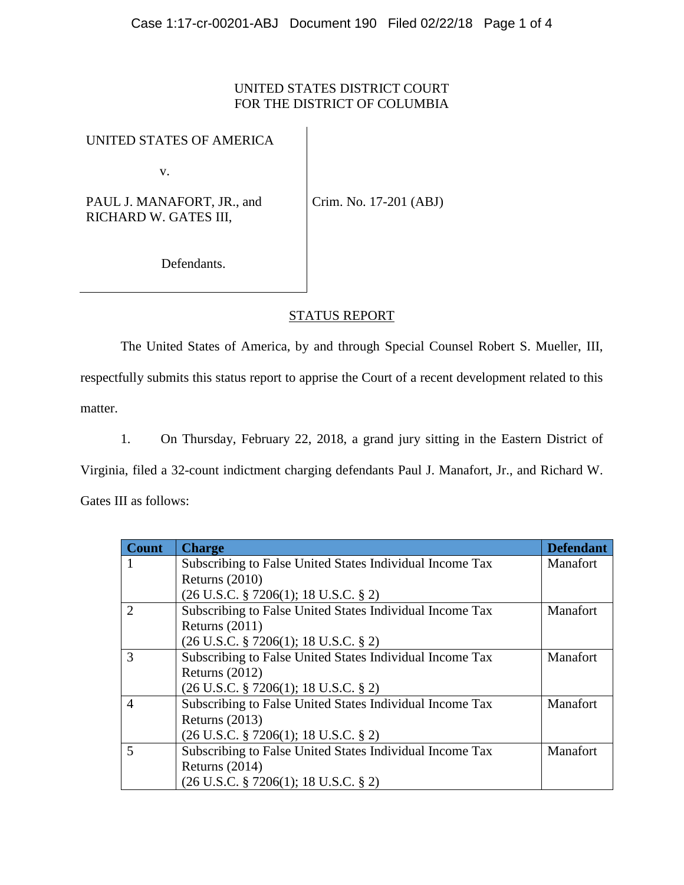UNITED STATES DISTRICT COURT
FOR THE DISTRICT OF COLUMBIA

UNITED STATES OF AMERICA

v.

PAUL J. MANAFORT, JR., and
RICHARD W. GATES III,

Defendants.

Crim. No. 17-201 (ABJ)

## STATUS REPORT

The United States of America, by and through Special Counsel Robert S. Mueller, III, respectfully submits this status report to apprise the Court of a recent development related to this matter.

1. On Thursday, February 22, 2018, a grand jury sitting in the Eastern District of Virginia, filed a 32-count indictment charging defendants Paul J. Manafort, Jr., and Richard W. Gates III as follows:

| Count | Charge | Defendant |
|---|---|---|
| 1 | Subscribing to False United States Individual Income Tax Returns (2010) (26 U.S.C. § 7206(1); 18 U.S.C. § 2) | Manafort |
| 2 | Subscribing to False United States Individual Income Tax Returns (2011) (26 U.S.C. § 7206(1); 18 U.S.C. § 2) | Manafort |
| 3 | Subscribing to False United States Individual Income Tax Returns (2012) (26 U.S.C. § 7206(1); 18 U.S.C. § 2) | Manafort |
| 4 | Subscribing to False United States Individual Income Tax Returns (2013) (26 U.S.C. § 7206(1); 18 U.S.C. § 2) | Manafort |
| 5 | Subscribing to False United States Individual Income Tax Returns (2014) (26 U.S.C. § 7206(1); 18 U.S.C. § 2) | Manafort |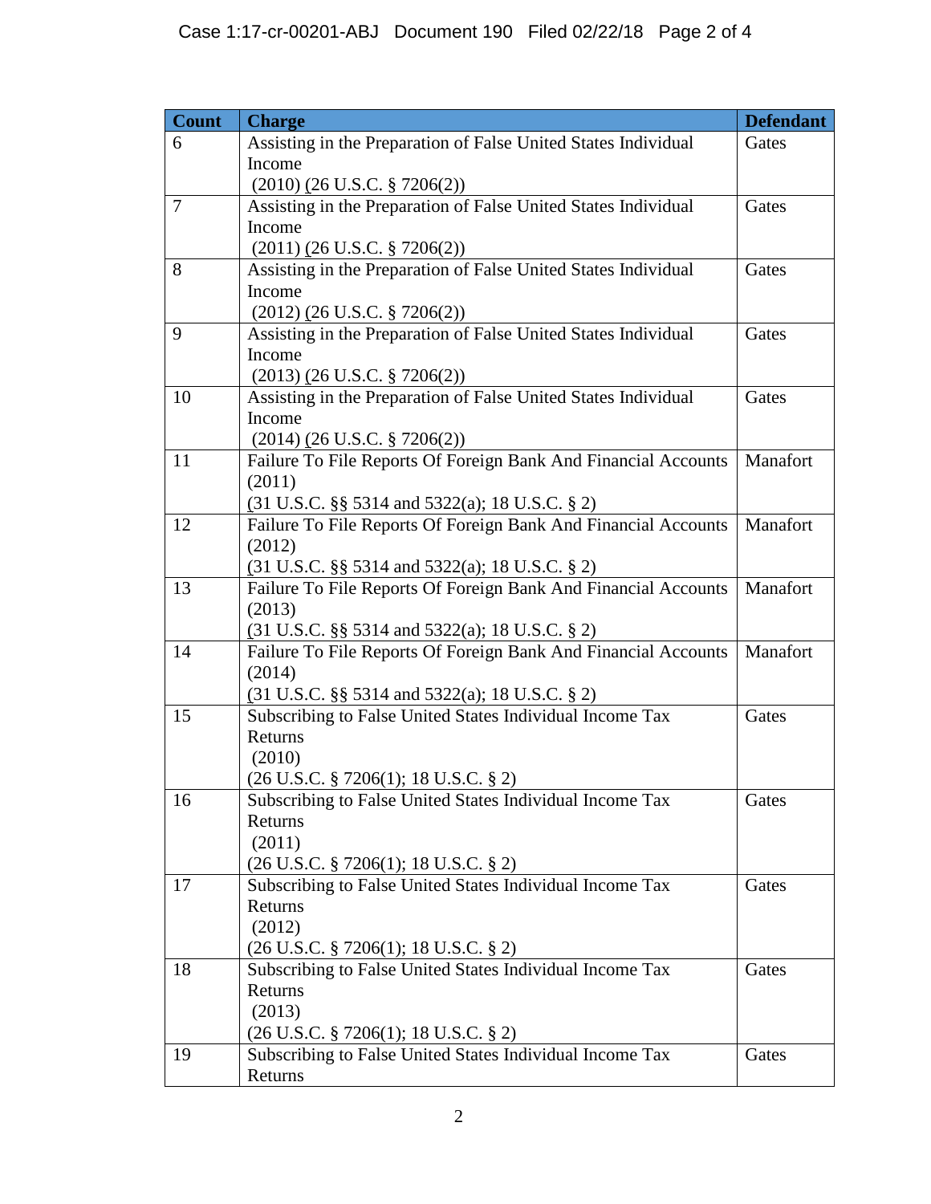| Count | Charge | Defendant |
|---|---|---|
| 6 | Assisting in the Preparation of False United States Individual Income (2010) (26 U.S.C. § 7206(2)) | Gates |
| 7 | Assisting in the Preparation of False United States Individual Income (2011) (26 U.S.C. § 7206(2)) | Gates |
| 8 | Assisting in the Preparation of False United States Individual Income (2012) (26 U.S.C. § 7206(2)) | Gates |
| 9 | Assisting in the Preparation of False United States Individual Income (2013) (26 U.S.C. § 7206(2)) | Gates |
| 10 | Assisting in the Preparation of False United States Individual Income (2014) (26 U.S.C. § 7206(2)) | Gates |
| 11 | Failure To File Reports Of Foreign Bank And Financial Accounts (2011) (31 U.S.C. §§ 5314 and 5322(a); 18 U.S.C. § 2) | Manafort |
| 12 | Failure To File Reports Of Foreign Bank And Financial Accounts (2012) (31 U.S.C. §§ 5314 and 5322(a); 18 U.S.C. § 2) | Manafort |
| 13 | Failure To File Reports Of Foreign Bank And Financial Accounts (2013) (31 U.S.C. §§ 5314 and 5322(a); 18 U.S.C. § 2) | Manafort |
| 14 | Failure To File Reports Of Foreign Bank And Financial Accounts (2014) (31 U.S.C. §§ 5314 and 5322(a); 18 U.S.C. § 2) | Manafort |
| 15 | Subscribing to False United States Individual Income Tax Returns (2010) (26 U.S.C. § 7206(1); 18 U.S.C. § 2) | Gates |
| 16 | Subscribing to False United States Individual Income Tax Returns (2011) (26 U.S.C. § 7206(1); 18 U.S.C. § 2) | Gates |
| 17 | Subscribing to False United States Individual Income Tax Returns (2012) (26 U.S.C. § 7206(1); 18 U.S.C. § 2) | Gates |
| 18 | Subscribing to False United States Individual Income Tax Returns (2013) (26 U.S.C. § 7206(1); 18 U.S.C. § 2) | Gates |
| 19 | Subscribing to False United States Individual Income Tax Returns | Gates |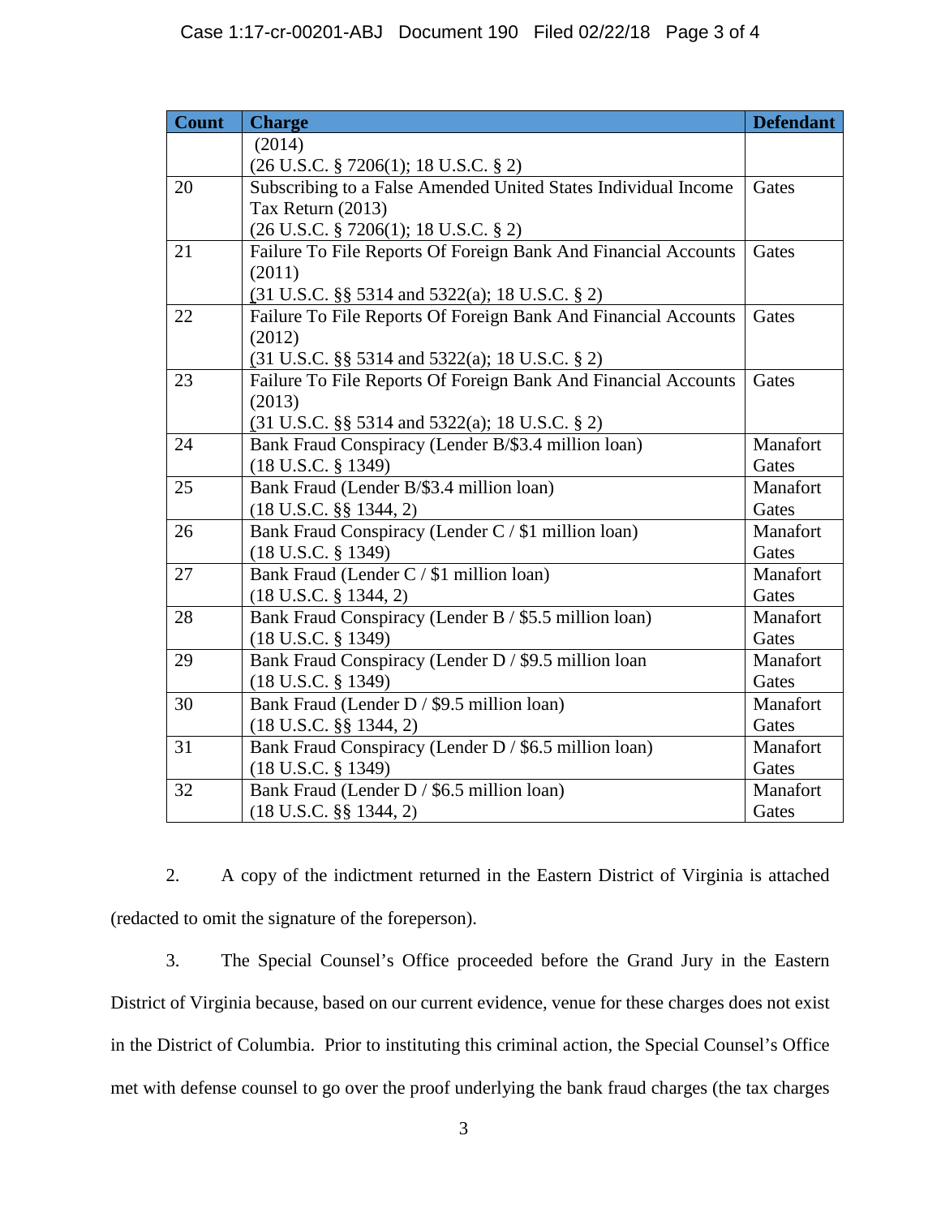| Count | Charge | Defendant |
|---|---|---|
| | (2014)<br>(26 U.S.C. § 7206(1); 18 U.S.C. § 2) | |
| 20 | Subscribing to a False Amended United States Individual Income Tax Return (2013)<br>(26 U.S.C. § 7206(1); 18 U.S.C. § 2) | Gates |
| 21 | Failure To File Reports Of Foreign Bank And Financial Accounts (2011)<br>(31 U.S.C. §§ 5314 and 5322(a); 18 U.S.C. § 2) | Gates |
| 22 | Failure To File Reports Of Foreign Bank And Financial Accounts (2012)<br>(31 U.S.C. §§ 5314 and 5322(a); 18 U.S.C. § 2) | Gates |
| 23 | Failure To File Reports Of Foreign Bank And Financial Accounts (2013)<br>(31 U.S.C. §§ 5314 and 5322(a); 18 U.S.C. § 2) | Gates |
| 24 | Bank Fraud Conspiracy (Lender B/$3.4 million loan)<br>(18 U.S.C. § 1349) | Manafort<br>Gates |
| 25 | Bank Fraud (Lender B/$3.4 million loan)<br>(18 U.S.C. §§ 1344, 2) | Manafort<br>Gates |
| 26 | Bank Fraud Conspiracy (Lender C / $1 million loan)<br>(18 U.S.C. § 1349) | Manafort<br>Gates |
| 27 | Bank Fraud (Lender C / $1 million loan)<br>(18 U.S.C. § 1344, 2) | Manafort<br>Gates |
| 28 | Bank Fraud Conspiracy (Lender B / $5.5 million loan)<br>(18 U.S.C. § 1349) | Manafort<br>Gates |
| 29 | Bank Fraud Conspiracy (Lender D / $9.5 million loan<br>(18 U.S.C. § 1349) | Manafort<br>Gates |
| 30 | Bank Fraud (Lender D / $9.5 million loan)<br>(18 U.S.C. §§ 1344, 2) | Manafort<br>Gates |
| 31 | Bank Fraud Conspiracy (Lender D / $6.5 million loan)<br>(18 U.S.C. § 1349) | Manafort<br>Gates |
| 32 | Bank Fraud (Lender D / $6.5 million loan)<br>(18 U.S.C. §§ 1344, 2) | Manafort<br>Gates |

2. A copy of the indictment returned in the Eastern District of Virginia is attached (redacted to omit the signature of the foreperson).

3. The Special Counsel's Office proceeded before the Grand Jury in the Eastern District of Virginia because, based on our current evidence, venue for these charges does not exist in the District of Columbia. Prior to instituting this criminal action, the Special Counsel's Office met with defense counsel to go over the proof underlying the bank fraud charges (the tax charges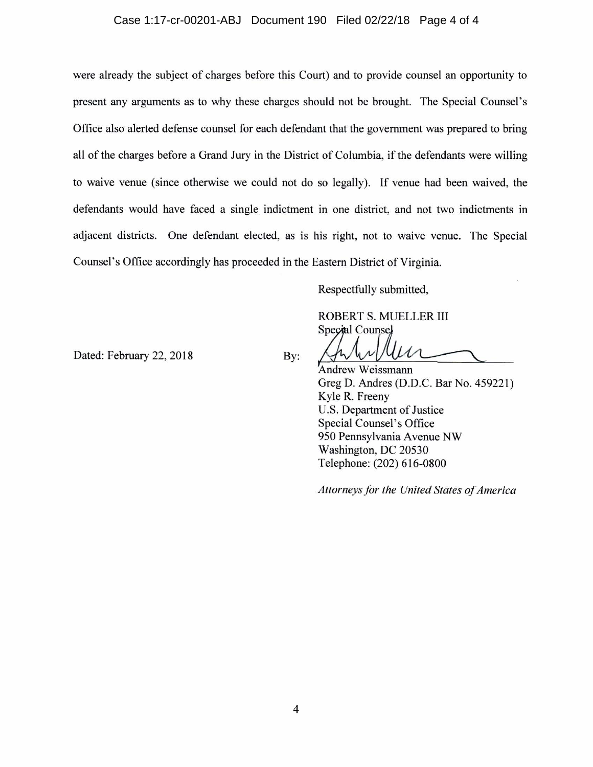were already the subject of charges before this Court) and to provide counsel an opportunity to present any arguments as to why these charges should not be brought. The Special Counsel's Office also alerted defense counsel for each defendant that the government was prepared to bring all of the charges before a Grand Jury in the District of Columbia, if the defendants were willing to waive venue (since otherwise we could not do so legally). If venue had been waived, the defendants would have faced a single indictment in one district, and not two indictments in adjacent districts. One defendant elected, as is his right, not to waive venue. The Special Counsel's Office accordingly has proceeded in the Eastern District of Virginia.

Respectfully submitted,

ROBERT S. MUELLER III
Special Counsel

Dated: February 22, 2018

By: ______________________

Andrew Weissmann
Greg D. Andres (D.D.C. Bar No. 459221)
Kyle R. Freeny
U.S. Department of Justice
Special Counsel's Office
950 Pennsylvania Avenue NW
Washington, DC 20530
Telephone: (202) 616-0800

*Attorneys for the United States of America*